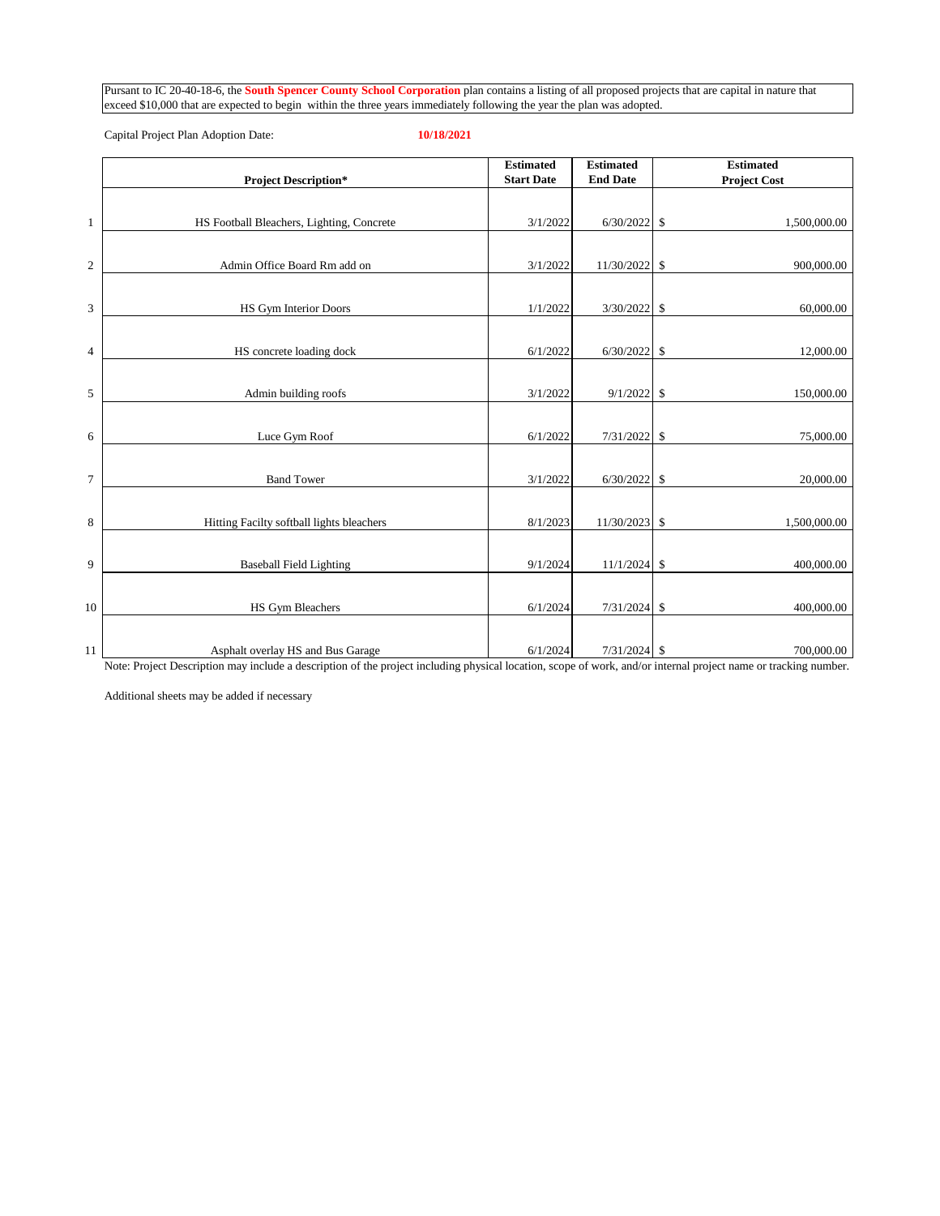Pursant to IC 20-40-18-6, the **South Spencer County School Corporation** plan contains a listing of all proposed projects that are capital in nature that exceed $10,000 that are expected to begin within the three years immediately following the year the plan was adopted.

Capital Project Plan Adoption Date: **10/18/2021**

| | Project Description* | Estimated Start Date | Estimated End Date | Estimated Project Cost |
|---|---|---|---|---|
| 1 | HS Football Bleachers, Lighting, Concrete | 3/1/2022 | 6/30/2022 | $ 1,500,000.00 |
| 2 | Admin Office Board Rm add on | 3/1/2022 | 11/30/2022 | $ 900,000.00 |
| 3 | HS Gym Interior Doors | 1/1/2022 | 3/30/2022 | $ 60,000.00 |
| 4 | HS concrete loading dock | 6/1/2022 | 6/30/2022 | $ 12,000.00 |
| 5 | Admin building roofs | 3/1/2022 | 9/1/2022 | $ 150,000.00 |
| 6 | Luce Gym Roof | 6/1/2022 | 7/31/2022 | $ 75,000.00 |
| 7 | Band Tower | 3/1/2022 | 6/30/2022 | $ 20,000.00 |
| 8 | Hitting Facilty softball lights bleachers | 8/1/2023 | 11/30/2023 | $ 1,500,000.00 |
| 9 | Baseball Field Lighting | 9/1/2024 | 11/1/2024 | $ 400,000.00 |
| 10 | HS Gym Bleachers | 6/1/2024 | 7/31/2024 | $ 400,000.00 |
| 11 | Asphalt overlay HS and Bus Garage | 6/1/2024 | 7/31/2024 | $ 700,000.00 |

Note: Project Description may include a description of the project including physical location, scope of work, and/or internal project name or tracking number.

Additional sheets may be added if necessary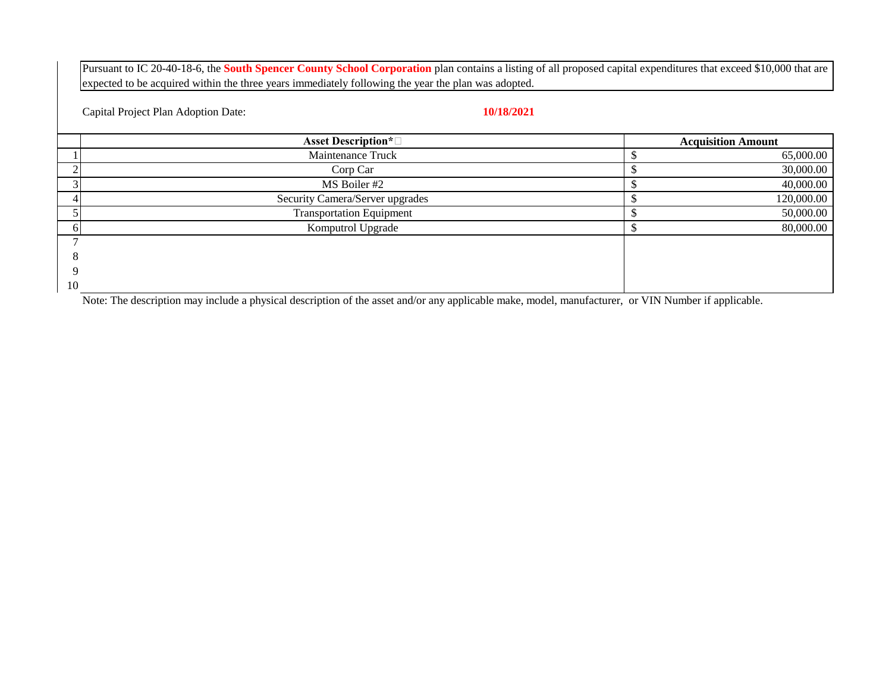Pursuant to IC 20-40-18-6, the **South Spencer County School Corporation** plan contains a listing of all proposed capital expenditures that exceed $10,000 that are expected to be acquired within the three years immediately following the year the plan was adopted.

Capital Project Plan Adoption Date: **10/18/2021**

| | Asset Description* | Acquisition Amount |
|---|---|---|
| 1 | Maintenance Truck | $ 65,000.00 |
| 2 | Corp Car | $ 30,000.00 |
| 3 | MS Boiler #2 | $ 40,000.00 |
| 4 | Security Camera/Server upgrades | $ 120,000.00 |
| 5 | Transportation Equipment | $ 50,000.00 |
| 6 | Komputrol Upgrade | $ 80,000.00 |
| 7 | | |
| 8 | | |
| 9 | | |
| 10 | | |

Note: The description may include a physical description of the asset and/or any applicable make, model, manufacturer, or VIN Number if applicable.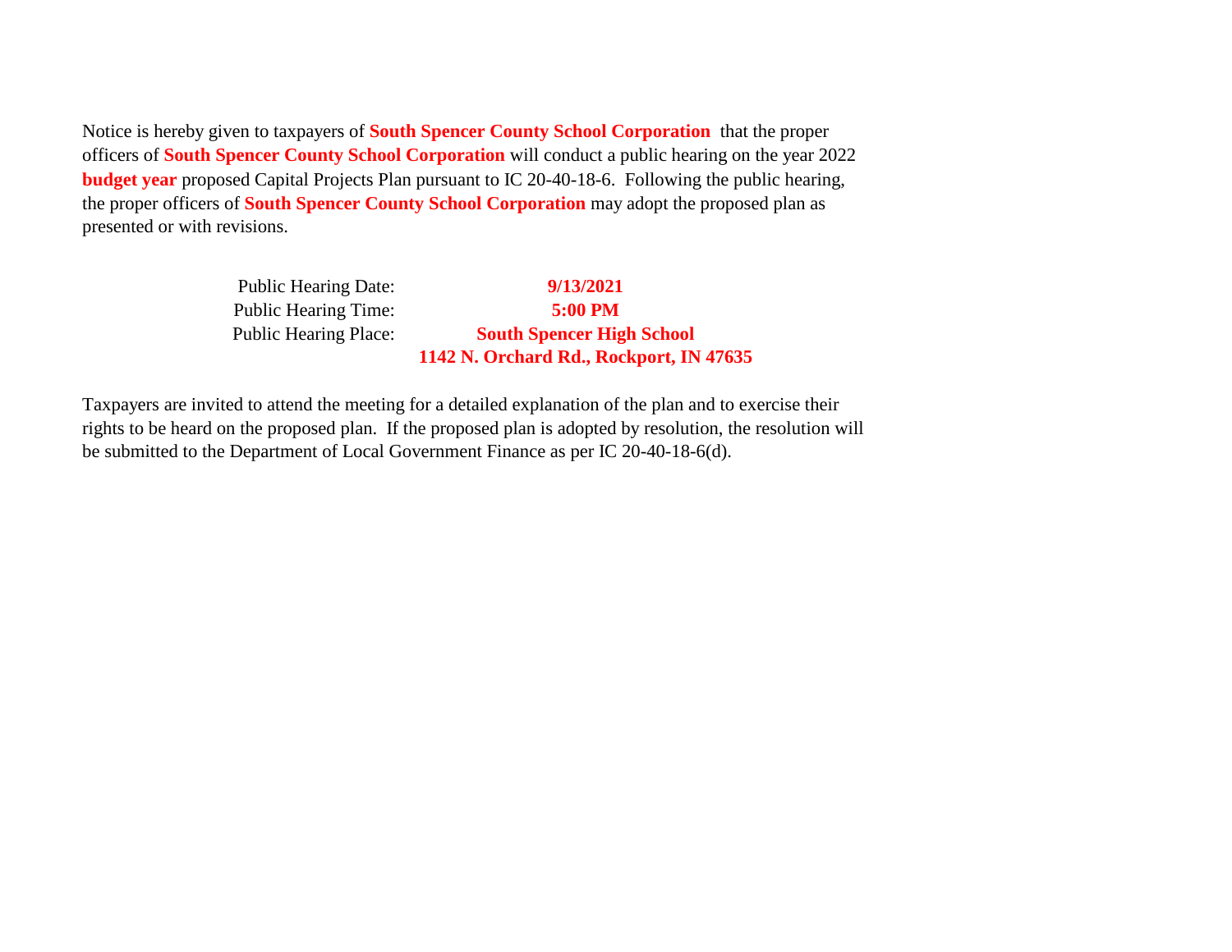Notice is hereby given to taxpayers of **South Spencer County School Corporation** that the proper officers of **South Spencer County School Corporation** will conduct a public hearing on the year 2022 **budget year** proposed Capital Projects Plan pursuant to IC 20-40-18-6. Following the public hearing, the proper officers of **South Spencer County School Corporation** may adopt the proposed plan as presented or with revisions.

| | |
|---|---|
| Public Hearing Date: | **9/13/2021** |
| Public Hearing Time: | **5:00 PM** |
| Public Hearing Place: | **South Spencer High School** |
| | **1142 N. Orchard Rd., Rockport, IN 47635** |

Taxpayers are invited to attend the meeting for a detailed explanation of the plan and to exercise their rights to be heard on the proposed plan. If the proposed plan is adopted by resolution, the resolution will be submitted to the Department of Local Government Finance as per IC 20-40-18-6(d).